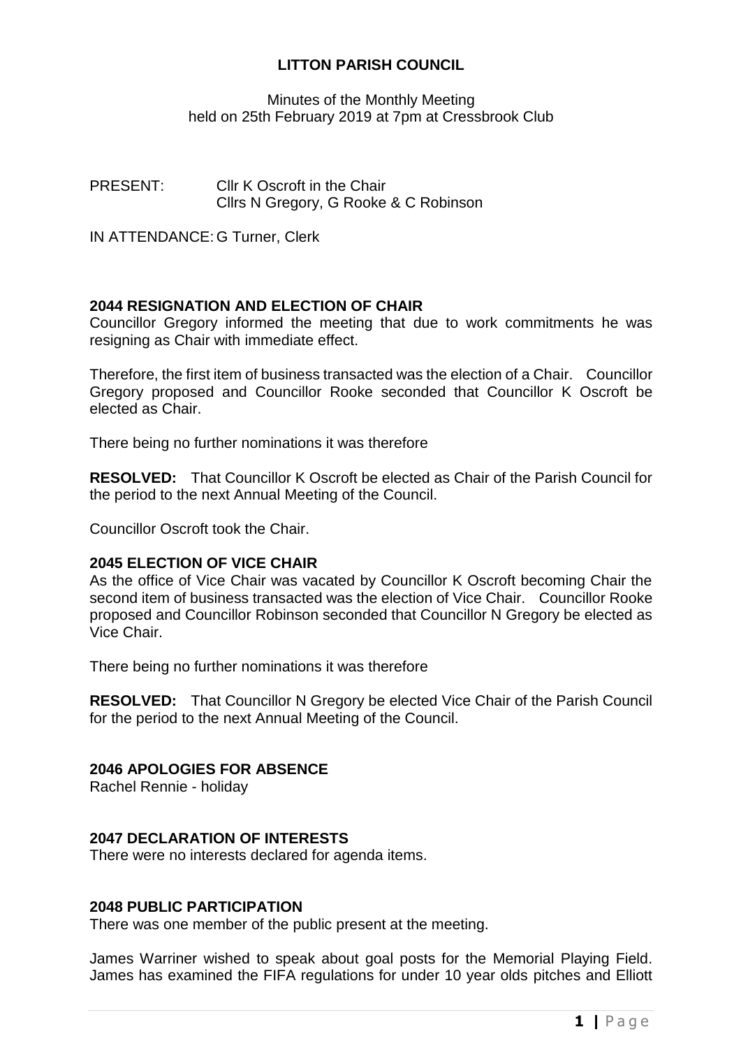# LITTON PARISH COUNCIL

Minutes of the Monthly Meeting
held on 25th February 2019 at 7pm at Cressbrook Club

PRESENT: Cllr K Oscroft in the Chair
Cllrs N Gregory, G Rooke & C Robinson

IN ATTENDANCE: G Turner, Clerk

**2044 RESIGNATION AND ELECTION OF CHAIR**

Councillor Gregory informed the meeting that due to work commitments he was resigning as Chair with immediate effect.

Therefore, the first item of business transacted was the election of a Chair. Councillor Gregory proposed and Councillor Rooke seconded that Councillor K Oscroft be elected as Chair.

There being no further nominations it was therefore

**RESOLVED:** That Councillor K Oscroft be elected as Chair of the Parish Council for the period to the next Annual Meeting of the Council.

Councillor Oscroft took the Chair.

**2045 ELECTION OF VICE CHAIR**

As the office of Vice Chair was vacated by Councillor K Oscroft becoming Chair the second item of business transacted was the election of Vice Chair. Councillor Rooke proposed and Councillor Robinson seconded that Councillor N Gregory be elected as Vice Chair.

There being no further nominations it was therefore

**RESOLVED:** That Councillor N Gregory be elected Vice Chair of the Parish Council for the period to the next Annual Meeting of the Council.

**2046 APOLOGIES FOR ABSENCE**

Rachel Rennie - holiday

**2047 DECLARATION OF INTERESTS**

There were no interests declared for agenda items.

**2048 PUBLIC PARTICIPATION**

There was one member of the public present at the meeting.

James Warriner wished to speak about goal posts for the Memorial Playing Field. James has examined the FIFA regulations for under 10 year olds pitches and Elliott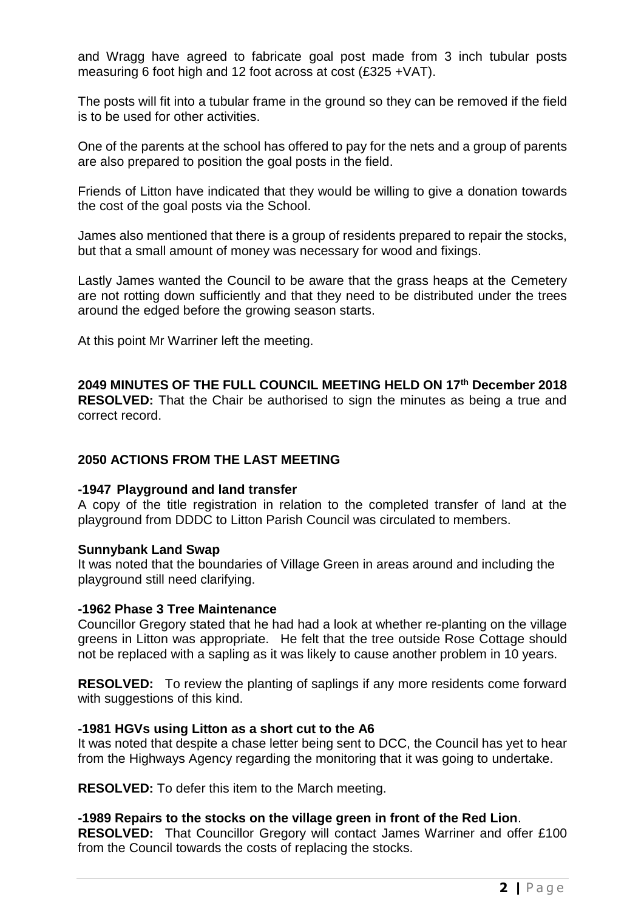and Wragg have agreed to fabricate goal post made from 3 inch tubular posts measuring 6 foot high and 12 foot across at cost (£325 +VAT).

The posts will fit into a tubular frame in the ground so they can be removed if the field is to be used for other activities.

One of the parents at the school has offered to pay for the nets and a group of parents are also prepared to position the goal posts in the field.

Friends of Litton have indicated that they would be willing to give a donation towards the cost of the goal posts via the School.

James also mentioned that there is a group of residents prepared to repair the stocks, but that a small amount of money was necessary for wood and fixings.

Lastly James wanted the Council to be aware that the grass heaps at the Cemetery are not rotting down sufficiently and that they need to be distributed under the trees around the edged before the growing season starts.

At this point Mr Warriner left the meeting.

**2049 MINUTES OF THE FULL COUNCIL MEETING HELD ON 17th December 2018**
**RESOLVED:** That the Chair be authorised to sign the minutes as being a true and correct record.

**2050 ACTIONS FROM THE LAST MEETING**

**-1947 Playground and land transfer**
A copy of the title registration in relation to the completed transfer of land at the playground from DDDC to Litton Parish Council was circulated to members.

**Sunnybank Land Swap**
It was noted that the boundaries of Village Green in areas around and including the playground still need clarifying.

**-1962 Phase 3 Tree Maintenance**
Councillor Gregory stated that he had had a look at whether re-planting on the village greens in Litton was appropriate. He felt that the tree outside Rose Cottage should not be replaced with a sapling as it was likely to cause another problem in 10 years.

**RESOLVED:** To review the planting of saplings if any more residents come forward with suggestions of this kind.

**-1981 HGVs using Litton as a short cut to the A6**
It was noted that despite a chase letter being sent to DCC, the Council has yet to hear from the Highways Agency regarding the monitoring that it was going to undertake.

**RESOLVED:** To defer this item to the March meeting.

**-1989 Repairs to the stocks on the village green in front of the Red Lion**.
**RESOLVED:** That Councillor Gregory will contact James Warriner and offer £100 from the Council towards the costs of replacing the stocks.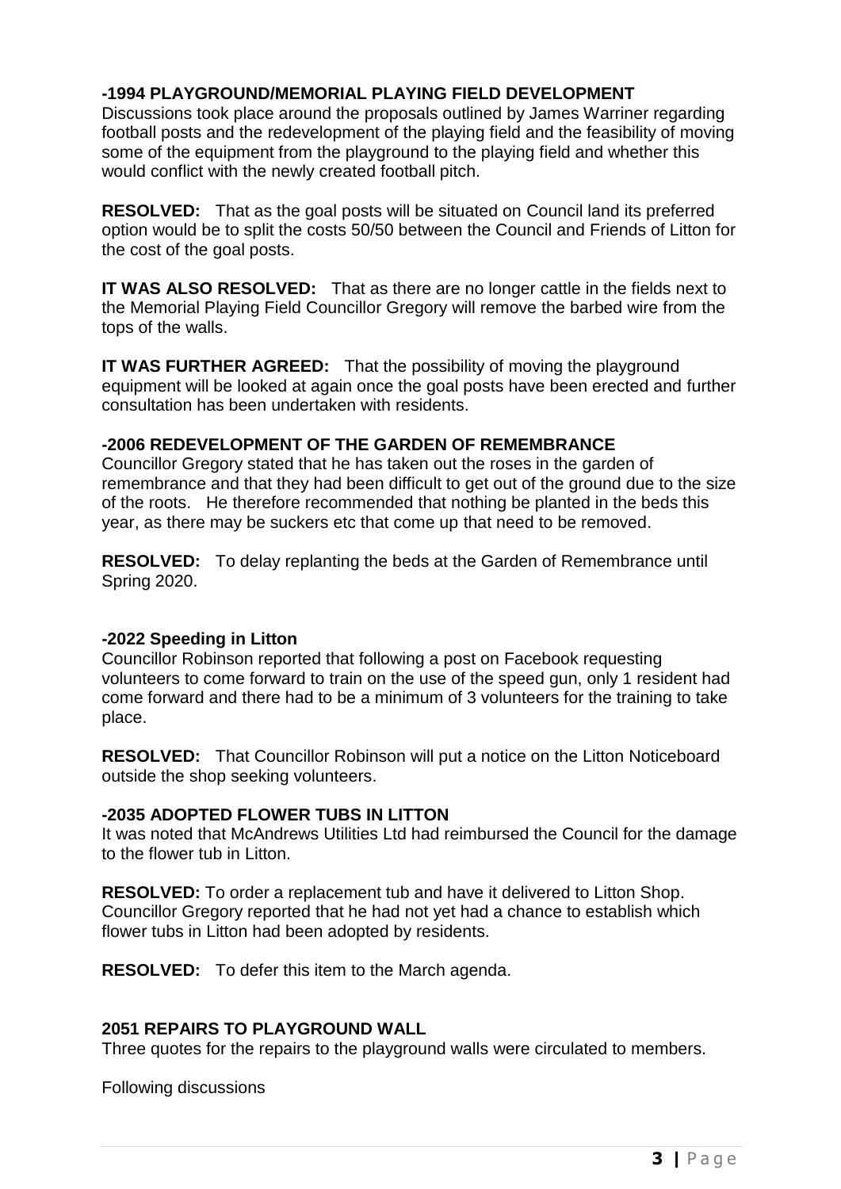**-1994 PLAYGROUND/MEMORIAL PLAYING FIELD DEVELOPMENT**

Discussions took place around the proposals outlined by James Warriner regarding football posts and the redevelopment of the playing field and the feasibility of moving some of the equipment from the playground to the playing field and whether this would conflict with the newly created football pitch.

**RESOLVED:** That as the goal posts will be situated on Council land its preferred option would be to split the costs 50/50 between the Council and Friends of Litton for the cost of the goal posts.

**IT WAS ALSO RESOLVED:** That as there are no longer cattle in the fields next to the Memorial Playing Field Councillor Gregory will remove the barbed wire from the tops of the walls.

**IT WAS FURTHER AGREED:** That the possibility of moving the playground equipment will be looked at again once the goal posts have been erected and further consultation has been undertaken with residents.

**-2006 REDEVELOPMENT OF THE GARDEN OF REMEMBRANCE**

Councillor Gregory stated that he has taken out the roses in the garden of remembrance and that they had been difficult to get out of the ground due to the size of the roots. He therefore recommended that nothing be planted in the beds this year, as there may be suckers etc that come up that need to be removed.

**RESOLVED:** To delay replanting the beds at the Garden of Remembrance until Spring 2020.

**-2022 Speeding in Litton**

Councillor Robinson reported that following a post on Facebook requesting volunteers to come forward to train on the use of the speed gun, only 1 resident had come forward and there had to be a minimum of 3 volunteers for the training to take place.

**RESOLVED:** That Councillor Robinson will put a notice on the Litton Noticeboard outside the shop seeking volunteers.

**-2035 ADOPTED FLOWER TUBS IN LITTON**

It was noted that McAndrews Utilities Ltd had reimbursed the Council for the damage to the flower tub in Litton.

**RESOLVED:** To order a replacement tub and have it delivered to Litton Shop. Councillor Gregory reported that he had not yet had a chance to establish which flower tubs in Litton had been adopted by residents.

**RESOLVED:** To defer this item to the March agenda.

**2051 REPAIRS TO PLAYGROUND WALL**

Three quotes for the repairs to the playground walls were circulated to members.

Following discussions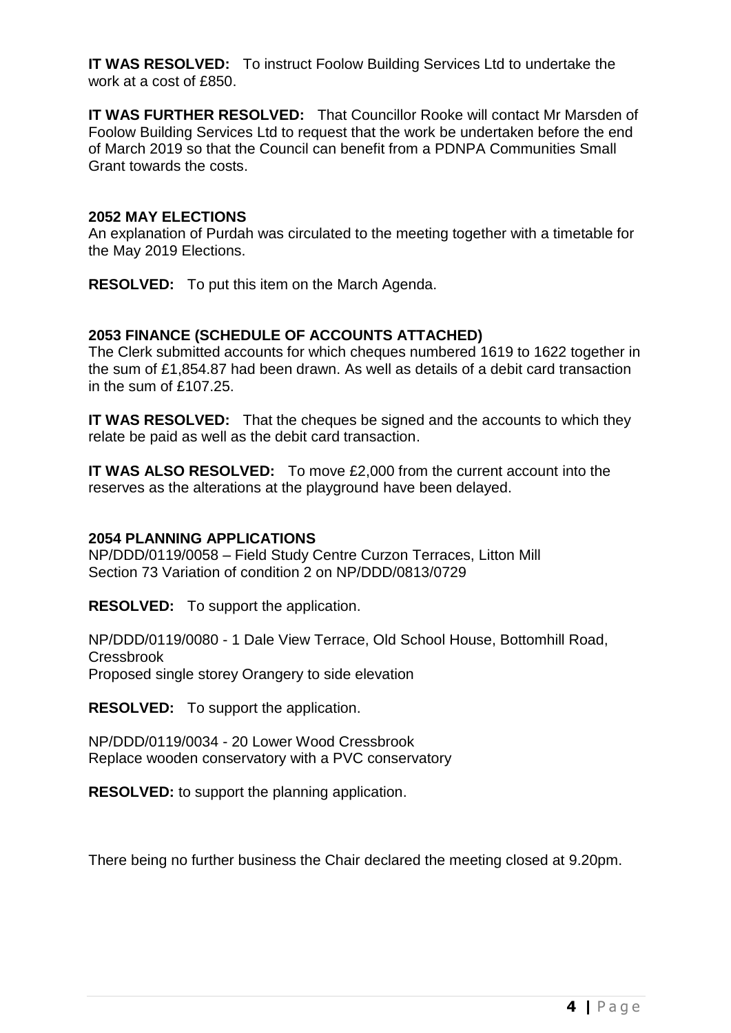**IT WAS RESOLVED:** To instruct Foolow Building Services Ltd to undertake the work at a cost of £850.

**IT WAS FURTHER RESOLVED:** That Councillor Rooke will contact Mr Marsden of Foolow Building Services Ltd to request that the work be undertaken before the end of March 2019 so that the Council can benefit from a PDNPA Communities Small Grant towards the costs.

**2052 MAY ELECTIONS**

An explanation of Purdah was circulated to the meeting together with a timetable for the May 2019 Elections.

**RESOLVED:** To put this item on the March Agenda.

**2053 FINANCE (SCHEDULE OF ACCOUNTS ATTACHED)**

The Clerk submitted accounts for which cheques numbered 1619 to 1622 together in the sum of £1,854.87 had been drawn. As well as details of a debit card transaction in the sum of £107.25.

**IT WAS RESOLVED:** That the cheques be signed and the accounts to which they relate be paid as well as the debit card transaction.

**IT WAS ALSO RESOLVED:** To move £2,000 from the current account into the reserves as the alterations at the playground have been delayed.

**2054 PLANNING APPLICATIONS**

NP/DDD/0119/0058 – Field Study Centre Curzon Terraces, Litton Mill
Section 73 Variation of condition 2 on NP/DDD/0813/0729

**RESOLVED:** To support the application.

NP/DDD/0119/0080 - 1 Dale View Terrace, Old School House, Bottomhill Road, Cressbrook
Proposed single storey Orangery to side elevation

**RESOLVED:** To support the application.

NP/DDD/0119/0034 - 20 Lower Wood Cressbrook
Replace wooden conservatory with a PVC conservatory

**RESOLVED:** to support the planning application.

There being no further business the Chair declared the meeting closed at 9.20pm.